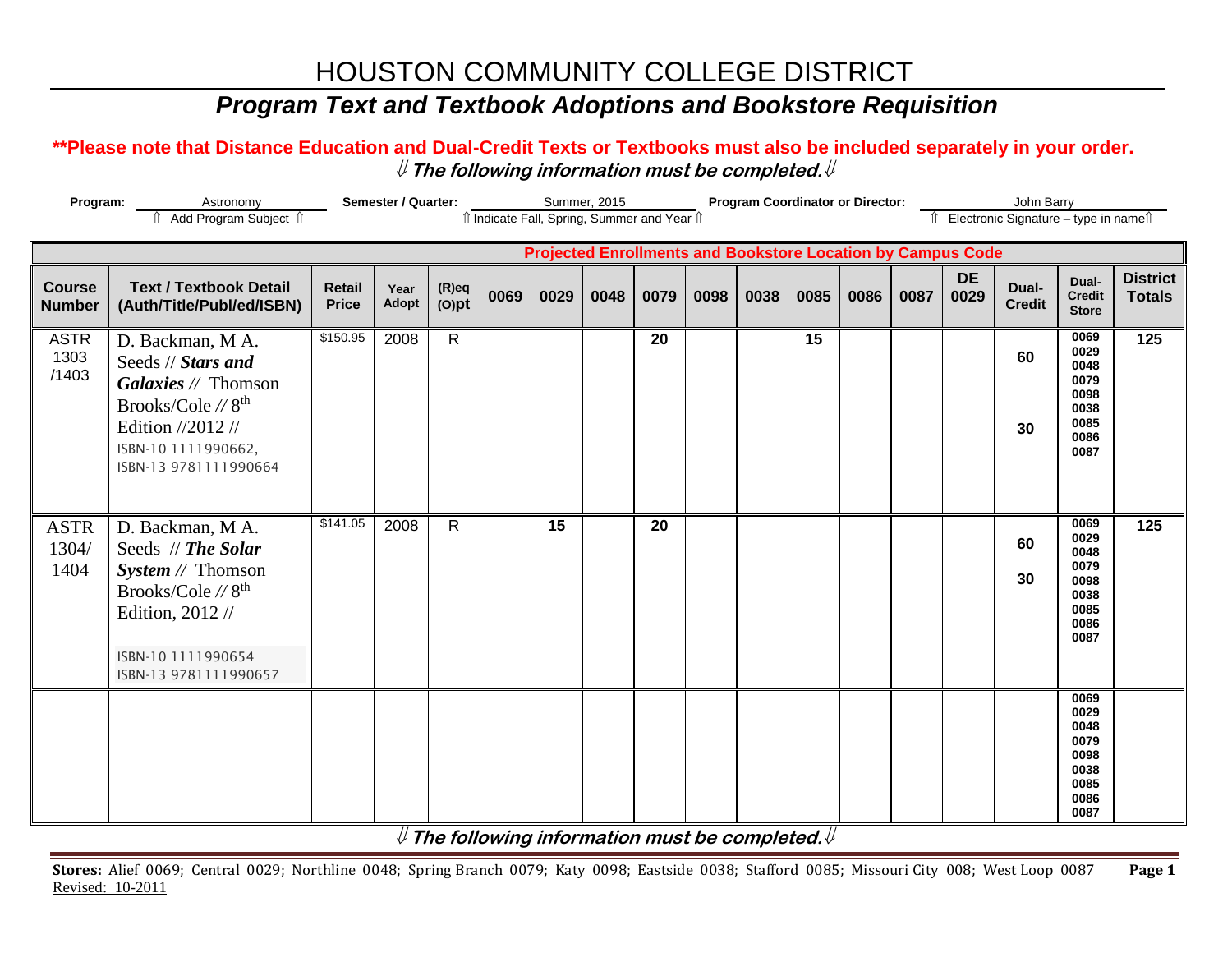# HOUSTON COMMUNITY COLLEGE DISTRICT

## *Program Text and Textbook Adoptions and Bookstore Requisition*

**\*\*Please note that Distance Education and Dual-Credit Texts or Textbooks must also be included separately in your order.**

***⇓ The following information must be completed.⇓***

**Program:** Astronomy
⇑ Add Program Subject ⇑

**Semester / Quarter:** Summer, 2015
⇑ Indicate Fall, Spring, Summer and Year ⇑

**Program Coordinator or Director:** John Barry
⇑ Electronic Signature – type in name⇑

| Course Number | Text / Textbook Detail (Auth/Title/Publ/ed/ISBN) | Retail Price | Year Adopt | (R)eq (O)pt | 0069 | 0029 | 0048 | 0079 | 0098 | 0038 | 0085 | 0086 | 0087 | DE 0029 | Dual-Credit | Dual-Credit Store | District Totals |
|---|---|---|---|---|---|---|---|---|---|---|---|---|---|---|---|---|---|
| | | | | | **Projected Enrollments and Bookstore Location by Campus Code** | | | | | | | | | | | | |
| ASTR 1303 /1403 | D. Backman, M A. Seeds // ***Stars and Galaxies*** // Thomson Brooks/Cole // 8th Edition //2012 // ISBN-10 1111990662, ISBN-13 9781111990664 | $150.95 | 2008 | R | | | | 20 | | | 15 | | | | 60<br>30 | 0069 0029 0048 0079 0098 0038 0085 0086 0087 | 125 |
| ASTR 1304/ 1404 | D. Backman, M A. Seeds // ***The Solar System*** // Thomson Brooks/Cole // 8th Edition, 2012 // ISBN-10 1111990654 ISBN-13 9781111990657 | $141.05 | 2008 | R | | 15 | | 20 | | | | | | | 60<br>30 | 0069 0029 0048 0079 0098 0038 0085 0086 0087 | 125 |
| | | | | | | | | | | | | | | | | 0069 0029 0048 0079 0098 0038 0085 0086 0087 | |

***⇓ The following information must be completed.⇓***

**Stores:** Alief 0069; Central 0029; Northline 0048; Spring Branch 0079; Katy 0098; Eastside 0038; Stafford 0085; Missouri City 008; West Loop 0087

Revised: 10-2011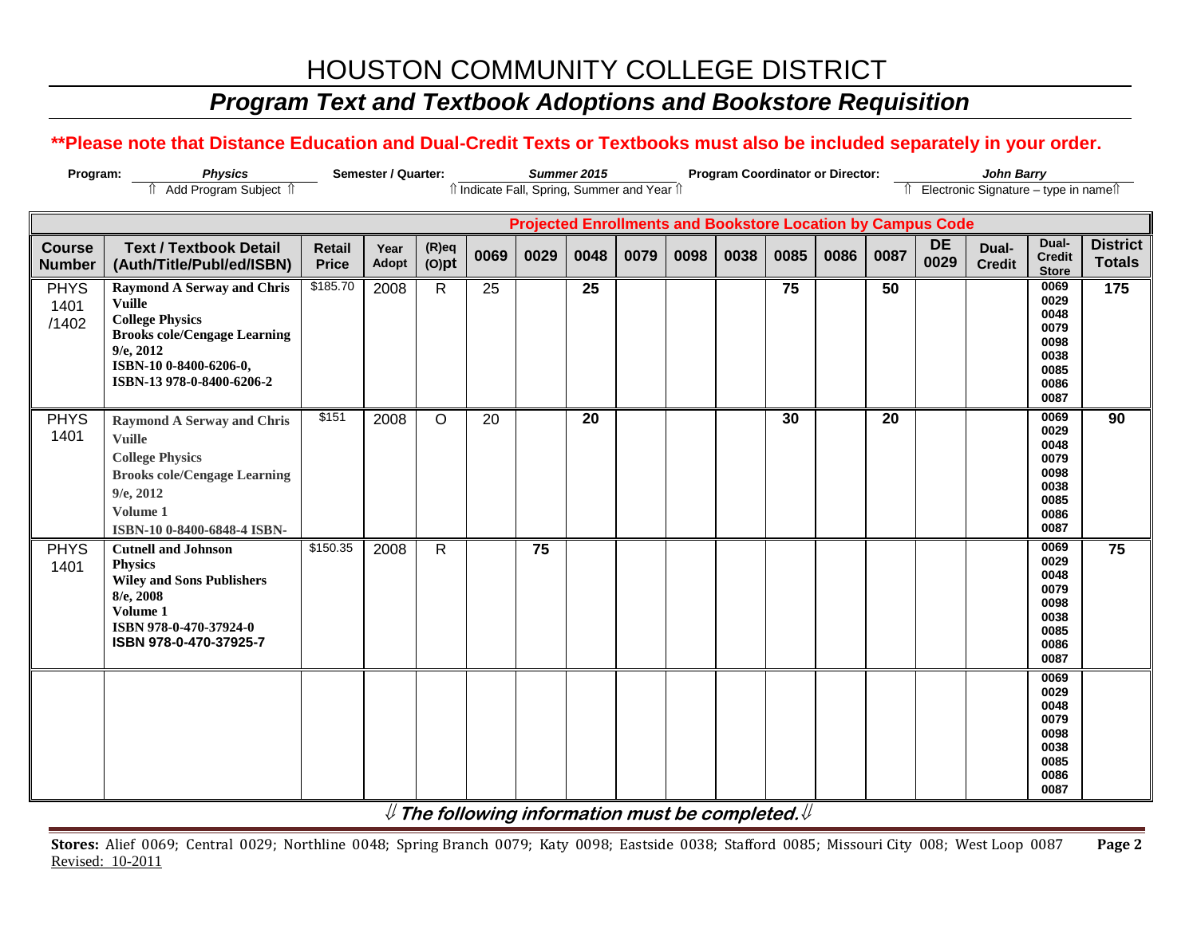# HOUSTON COMMUNITY COLLEGE DISTRICT

## *Program Text and Textbook Adoptions and Bookstore Requisition*

**\*\*Please note that Distance Education and Dual-Credit Texts or Textbooks must also be included separately in your order.**

**Program:** *Physics* ⇑ Add Program Subject ⇑ **Semester / Quarter:** *Summer 2015* ⇑ Indicate Fall, Spring, Summer and Year ⇑ **Program Coordinator or Director:** *John Barry* ⇑ Electronic Signature – type in name⇑

| | | | | | Projected Enrollments and Bookstore Location by Campus Code | | | | | | | | | | | | |
|---|---|---|---|---|---|---|---|---|---|---|---|---|---|---|---|---|---|
| **Course Number** | **Text / Textbook Detail (Auth/Title/Publ/ed/ISBN)** | **Retail Price** | **Year Adopt** | **(R)eq (O)pt** | **0069** | **0029** | **0048** | **0079** | **0098** | **0038** | **0085** | **0086** | **0087** | **DE 0029** | **Dual-Credit** | **Dual-Credit Store** | **District Totals** |
| PHYS 1401 /1402 | **Raymond A Serway and Chris Vuille College Physics Brooks cole/Cengage Learning 9/e, 2012 ISBN-10 0-8400-6206-0, ISBN-13 978-0-8400-6206-2** | $185.70 | 2008 | R | 25 | | 25 | | | | 75 | | 50 | | | 0069 0029 0048 0079 0098 0038 0085 0086 0087 | 175 |
| PHYS 1401 | **Raymond A Serway and Chris Vuille College Physics Brooks cole/Cengage Learning 9/e, 2012 Volume 1 ISBN-10 0-8400-6848-4 ISBN-** | $151 | 2008 | O | 20 | | 20 | | | | 30 | | 20 | | | 0069 0029 0048 0079 0098 0038 0085 0086 0087 | 90 |
| PHYS 1401 | **Cutnell and Johnson Physics Wiley and Sons Publishers 8/e, 2008 Volume 1 ISBN 978-0-470-37924-0 ISBN 978-0-470-37925-7** | $150.35 | 2008 | R | | 75 | | | | | | | | | | 0069 0029 0048 0079 0098 0038 0085 0086 0087 | 75 |
| | | | | | | | | | | | | | | | | 0069 0029 0048 0079 0098 0038 0085 0086 0087 | |

⇓ ***The following information must be completed.*** ⇓

**Stores:** Alief 0069; Central 0029; Northline 0048; Spring Branch 0079; Katy 0098; Eastside 0038; Stafford 0085; Missouri City 008; West Loop 0087

Revised: 10-2011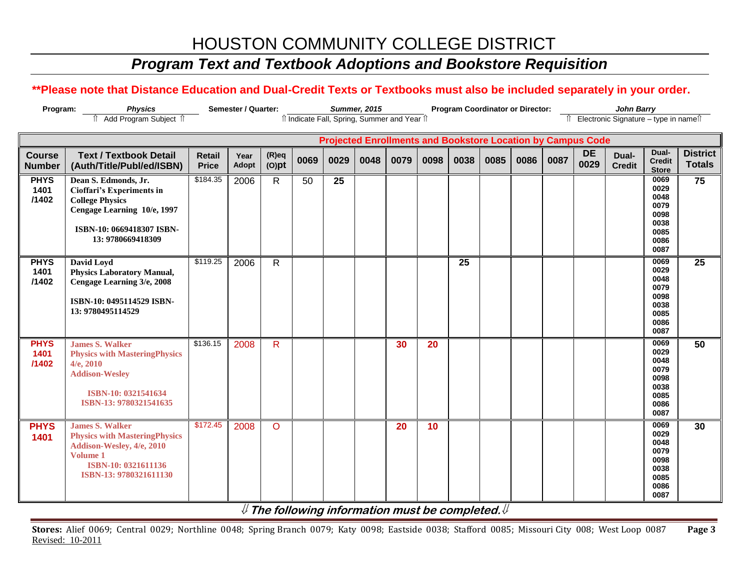# HOUSTON COMMUNITY COLLEGE DISTRICT

## *Program Text and Textbook Adoptions and Bookstore Requisition*

**\*\*Please note that Distance Education and Dual-Credit Texts or Textbooks must also be included separately in your order.**

**Program:** ***Physics*** ⇑ Add Program Subject ⇑ **Semester / Quarter:** ***Summer, 2015*** ⇑Indicate Fall, Spring, Summer and Year⇑ **Program Coordinator or Director:** ***John Barry*** ⇑ Electronic Signature – type in name⇑

| | | | | | Projected Enrollments and Bookstore Location by Campus Code | | | | | | | | | | | | |
|---|---|---|---|---|---|---|---|---|---|---|---|---|---|---|---|---|---|
| **Course Number** | **Text / Textbook Detail (Auth/Title/Publ/ed/ISBN)** | **Retail Price** | **Year Adopt** | **(R)eq (O)pt** | **0069** | **0029** | **0048** | **0079** | **0098** | **0038** | **0085** | **0086** | **0087** | **DE 0029** | **Dual-Credit** | **Dual-Credit Store** | **District Totals** |
| **PHYS 1401 /1402** | **Dean S. Edmonds, Jr. Cioffari's Experiments in College Physics Cengage Learning 10/e, 1997 ISBN-10: 0669418307 ISBN-13: 9780669418309** | $184.35 | 2006 | R | 50 | **25** | | | | | | | | | | 0069 0029 0048 0079 0098 0038 0085 0086 0087 | **75** |
| **PHYS 1401 /1402** | **David Loyd Physics Laboratory Manual, Cengage Learning 3/e, 2008 ISBN-10: 0495114529 ISBN-13: 9780495114529** | $119.25 | 2006 | R | | | | | | **25** | | | | | | 0069 0029 0048 0079 0098 0038 0085 0086 0087 | **25** |
| **PHYS 1401 /1402** | **James S. Walker Physics with MasteringPhysics 4/e, 2010 Addison-Wesley ISBN-10: 0321541634 ISBN-13: 9780321541635** | $136.15 | 2008 | R | | | | **30** | **20** | | | | | | | 0069 0029 0048 0079 0098 0038 0085 0086 0087 | **50** |
| **PHYS 1401** | **James S. Walker Physics with MasteringPhysics Addison-Wesley, 4/e, 2010 Volume 1 ISBN-10: 0321611136 ISBN-13: 9780321611130** | $172.45 | 2008 | O | | | | **20** | **10** | | | | | | | 0069 0029 0048 0079 0098 0038 0085 0086 0087 | **30** |

⇓ ***The following information must be completed.*** ⇓

**Stores:** Alief 0069; Central 0029; Northline 0048; Spring Branch 0079; Katy 0098; Eastside 0038; Stafford 0085; Missouri City 008; West Loop 0087

Revised: 10-2011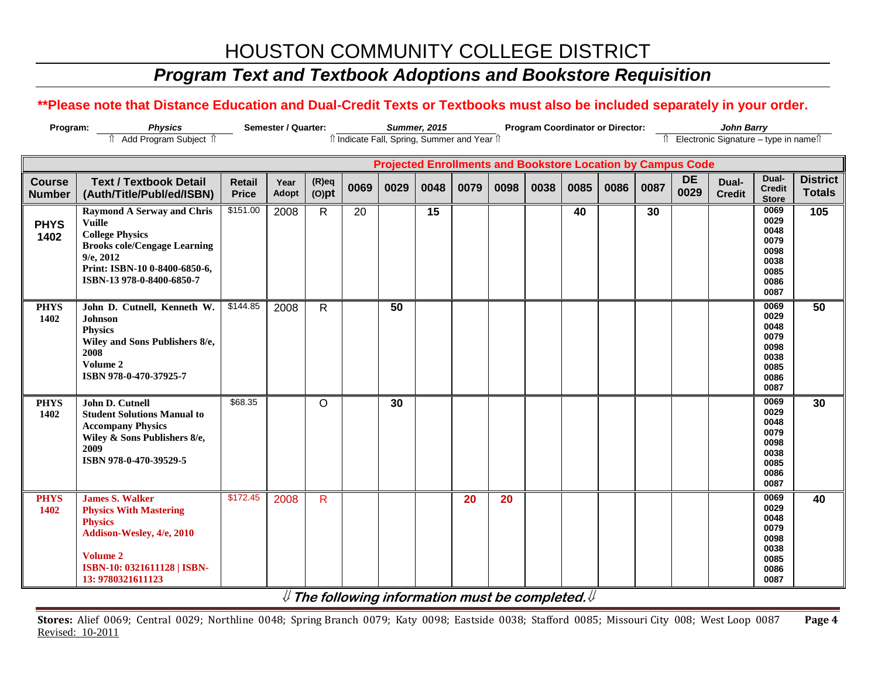# HOUSTON COMMUNITY COLLEGE DISTRICT

## *Program Text and Textbook Adoptions and Bookstore Requisition*

**\*\*Please note that Distance Education and Dual-Credit Texts or Textbooks must also be included separately in your order.**

**Program:** *Physics* — ⇑ Add Program Subject ⇑ **Semester / Quarter:** *Summer, 2015* — ⇑ Indicate Fall, Spring, Summer and Year ⇑ **Program Coordinator or Director:** *John Barry* — ⇑ Electronic Signature – type in name⇑

| | | | | | Projected Enrollments and Bookstore Location by Campus Code | | | | | | | | | | | | |
|---|---|---|---|---|---|---|---|---|---|---|---|---|---|---|---|---|---|
| **Course Number** | **Text / Textbook Detail (Auth/Title/Publ/ed/ISBN)** | **Retail Price** | **Year Adopt** | **(R)eq (O)pt** | **0069** | **0029** | **0048** | **0079** | **0098** | **0038** | **0085** | **0086** | **0087** | **DE 0029** | **Dual-Credit** | **Dual-Credit Store** | **District Totals** |
| **PHYS 1402** | **Raymond A Serway and Chris Vuille College Physics Brooks cole/Cengage Learning 9/e, 2012 Print: ISBN-10 0-8400-6850-6, ISBN-13 978-0-8400-6850-7** | $151.00 | 2008 | R | 20 | | **15** | | | | **40** | | **30** | | | 0069 0029 0048 0079 0098 0038 0085 0086 0087 | **105** |
| **PHYS 1402** | **John D. Cutnell, Kenneth W. Johnson Physics Wiley and Sons Publishers 8/e, 2008 Volume 2 ISBN 978-0-470-37925-7** | $144.85 | 2008 | R | | **50** | | | | | | | | | | 0069 0029 0048 0079 0098 0038 0085 0086 0087 | **50** |
| **PHYS 1402** | **John D. Cutnell Student Solutions Manual to Accompany Physics Wiley & Sons Publishers 8/e, 2009 ISBN 978-0-470-39529-5** | $68.35 | | O | | **30** | | | | | | | | | | 0069 0029 0048 0079 0098 0038 0085 0086 0087 | **30** |
| **PHYS 1402** | **James S. Walker Physics With Mastering Physics Addison-Wesley, 4/e, 2010 Volume 2 ISBN-10: 0321611128 \| ISBN-13: 9780321611123** | $172.45 | 2008 | R | | | | **20** | **20** | | | | | | | 0069 0029 0048 0079 0098 0038 0085 0086 0087 | **40** |

⇓ ***The following information must be completed.*** ⇓

**Stores:** Alief 0069; Central 0029; Northline 0048; Spring Branch 0079; Katy 0098; Eastside 0038; Stafford 0085; Missouri City 008; West Loop 0087

Revised: 10-2011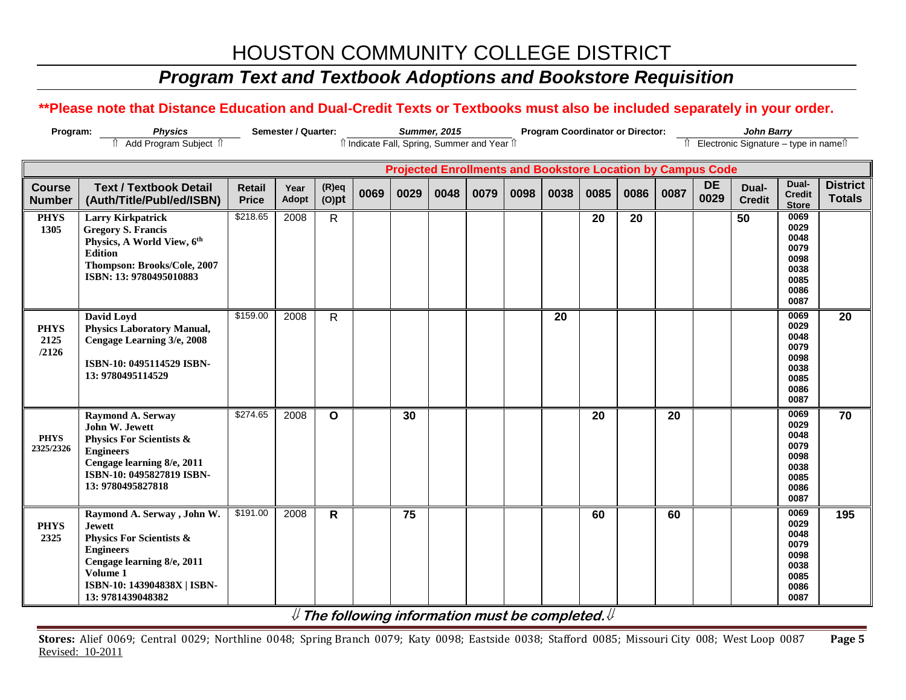# HOUSTON COMMUNITY COLLEGE DISTRICT

## *Program Text and Textbook Adoptions and Bookstore Requisition*

**\*\*Please note that Distance Education and Dual-Credit Texts or Textbooks must also be included separately in your order.**

**Program:** *Physics* — ⇑ Add Program Subject ⇑ **Semester / Quarter:** *Summer, 2015* — ⇑ Indicate Fall, Spring, Summer and Year ⇑ **Program Coordinator or Director:** *John Barry* — ⇑ Electronic Signature – type in name⇑

| | | | | | Projected Enrollments and Bookstore Location by Campus Code | | | | | | | | | | | | |
|---|---|---|---|---|---|---|---|---|---|---|---|---|---|---|---|---|---|
| **Course Number** | **Text / Textbook Detail (Auth/Title/Publ/ed/ISBN)** | **Retail Price** | **Year Adopt** | **(R)eq (O)pt** | **0069** | **0029** | **0048** | **0079** | **0098** | **0038** | **0085** | **0086** | **0087** | **DE 0029** | **Dual-Credit** | **Dual-Credit Store** | **District Totals** |
| **PHYS 1305** | **Larry Kirkpatrick Gregory S. Francis Physics, A World View, 6th Edition Thompson: Brooks/Cole, 2007 ISBN: 13: 9780495010883** | $218.65 | 2008 | R | | | | | | | 20 | 20 | | | 50 | 0069 0029 0048 0079 0098 0038 0085 0086 0087 | |
| **PHYS 2125 /2126** | **David Loyd Physics Laboratory Manual, Cengage Learning 3/e, 2008 ISBN-10: 0495114529 ISBN-13: 9780495114529** | $159.00 | 2008 | R | | | | | | 20 | | | | | | 0069 0029 0048 0079 0098 0038 0085 0086 0087 | 20 |
| **PHYS 2325/2326** | **Raymond A. Serway John W. Jewett Physics For Scientists & Engineers Cengage learning 8/e, 2011 ISBN-10: 0495827819 ISBN-13: 9780495827818** | $274.65 | 2008 | O | | 30 | | | | | 20 | | 20 | | | 0069 0029 0048 0079 0098 0038 0085 0086 0087 | 70 |
| **PHYS 2325** | **Raymond A. Serway , John W. Jewett Physics For Scientists & Engineers Cengage learning 8/e, 2011 Volume 1 ISBN-10: 143904838X \| ISBN-13: 9781439048382** | $191.00 | 2008 | R | | 75 | | | | | 60 | | 60 | | | 0069 0029 0048 0079 0098 0038 0085 0086 0087 | 195 |

⇓ ***The following information must be completed.*** ⇓

**Stores:** Alief 0069; Central 0029; Northline 0048; Spring Branch 0079; Katy 0098; Eastside 0038; Stafford 0085; Missouri City 008; West Loop 0087

Revised: 10-2011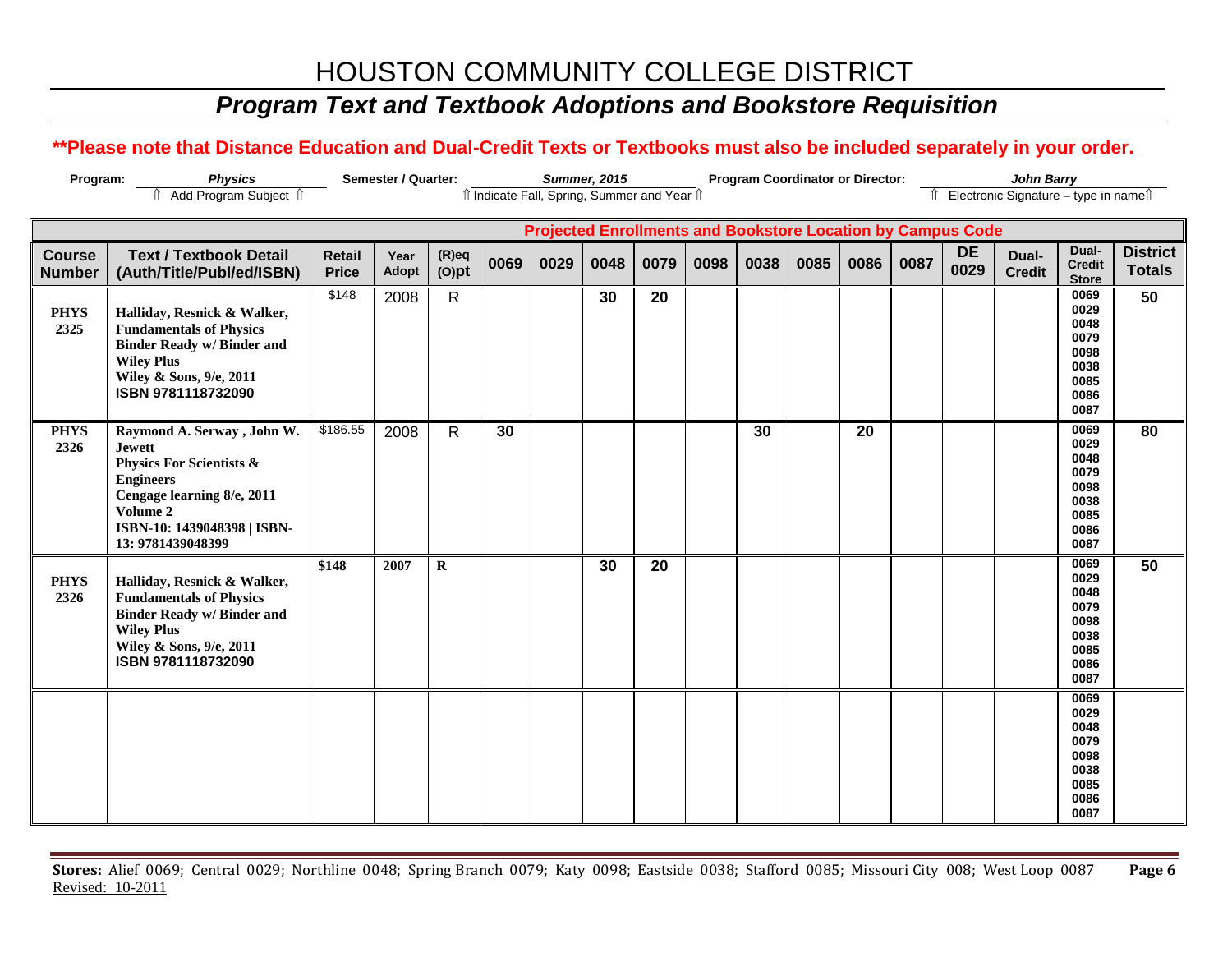# HOUSTON COMMUNITY COLLEGE DISTRICT

## *Program Text and Textbook Adoptions and Bookstore Requisition*

**\*\*Please note that Distance Education and Dual-Credit Texts or Textbooks must also be included separately in your order.**

**Program:** *Physics* ⇑ Add Program Subject ⇑ **Semester / Quarter:** *Summer, 2015* ⇑ Indicate Fall, Spring, Summer and Year ⇑ **Program Coordinator or Director:** *John Barry* ⇑ Electronic Signature – type in name⇑

| | | | | | Projected Enrollments and Bookstore Location by Campus Code | | | | | | | | | | | | |
|---|---|---|---|---|---|---|---|---|---|---|---|---|---|---|---|---|---|
| **Course Number** | **Text / Textbook Detail (Auth/Title/Publ/ed/ISBN)** | **Retail Price** | **Year Adopt** | **(R)eq (O)pt** | **0069** | **0029** | **0048** | **0079** | **0098** | **0038** | **0085** | **0086** | **0087** | **DE 0029** | **Dual-Credit** | **Dual-Credit Store** | **District Totals** |
| **PHYS 2325** | **Halliday, Resnick & Walker, Fundamentals of Physics Binder Ready w/ Binder and Wiley Plus Wiley & Sons, 9/e, 2011 ISBN 9781118732090** | $148 | 2008 | R | | | 30 | 20 | | | | | | | | 0069 0029 0048 0079 0098 0038 0085 0086 0087 | 50 |
| **PHYS 2326** | **Raymond A. Serway , John W. Jewett Physics For Scientists & Engineers Cengage learning 8/e, 2011 Volume 2 ISBN-10: 1439048398 \| ISBN-13: 9781439048399** | $186.55 | 2008 | R | 30 | | | | | 30 | | 20 | | | | 0069 0029 0048 0079 0098 0038 0085 0086 0087 | 80 |
| **PHYS 2326** | **Halliday, Resnick & Walker, Fundamentals of Physics Binder Ready w/ Binder and Wiley Plus Wiley & Sons, 9/e, 2011 ISBN 9781118732090** | **$148** | **2007** | **R** | | | 30 | 20 | | | | | | | | 0069 0029 0048 0079 0098 0038 0085 0086 0087 | 50 |
| | | | | | | | | | | | | | | | | 0069 0029 0048 0079 0098 0038 0085 0086 0087 | |

**Stores:** Alief 0069; Central 0029; Northline 0048; Spring Branch 0079; Katy 0098; Eastside 0038; Stafford 0085; Missouri City 008; West Loop 0087
Revised: 10-2011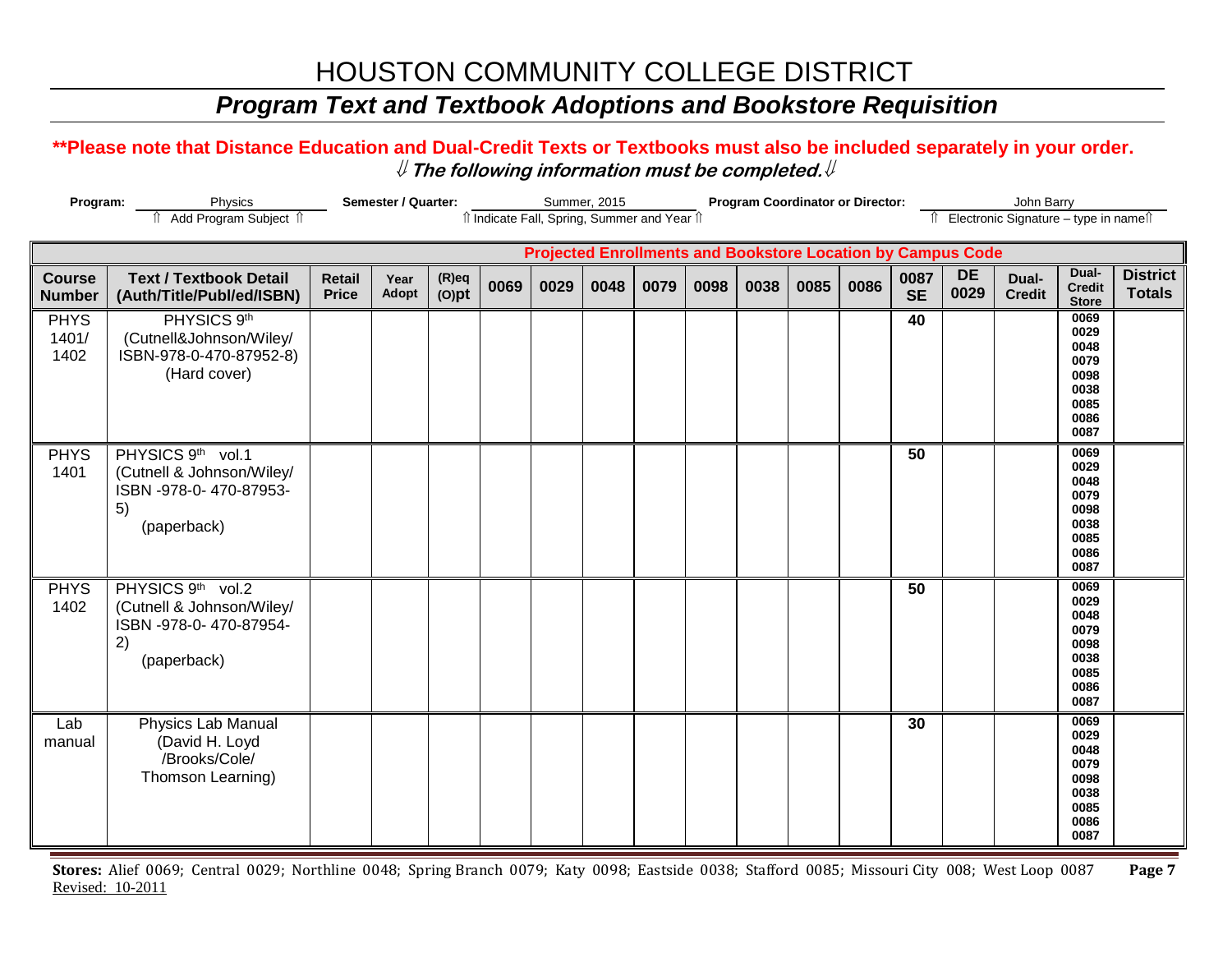# HOUSTON COMMUNITY COLLEGE DISTRICT

## *Program Text and Textbook Adoptions and Bookstore Requisition*

**\*\*Please note that Distance Education and Dual-Credit Texts or Textbooks must also be included separately in your order.**

***⇓ The following information must be completed.⇓***

**Program:** Physics — ⇑ Add Program Subject ⇑ **Semester / Quarter:** Summer, 2015 — ⇑ Indicate Fall, Spring, Summer and Year ⇑ **Program Coordinator or Director:** John Barry — ⇑ Electronic Signature – type in name⇑

| | | | | | Projected Enrollments and Bookstore Location by Campus Code | | | | | | | | | | | | |
|---|---|---|---|---|---|---|---|---|---|---|---|---|---|---|---|---|---|
| **Course Number** | **Text / Textbook Detail (Auth/Title/Publ/ed/ISBN)** | **Retail Price** | **Year Adopt** | **(R)eq (O)pt** | **0069** | **0029** | **0048** | **0079** | **0098** | **0038** | **0085** | **0086** | **0087 SE** | **DE 0029** | **Dual-Credit** | **Dual-Credit Store** | **District Totals** |
| PHYS 1401/ 1402 | PHYSICS 9th (Cutnell&Johnson/Wiley/ ISBN-978-0-470-87952-8) (Hard cover) | | | | | | | | | | | | **40** | | | 0069 0029 0048 0079 0098 0038 0085 0086 0087 | |
| PHYS 1401 | PHYSICS 9th vol.1 (Cutnell & Johnson/Wiley/ ISBN -978-0- 470-87953-5) (paperback) | | | | | | | | | | | | **50** | | | 0069 0029 0048 0079 0098 0038 0085 0086 0087 | |
| PHYS 1402 | PHYSICS 9th vol.2 (Cutnell & Johnson/Wiley/ ISBN -978-0- 470-87954-2) (paperback) | | | | | | | | | | | | **50** | | | 0069 0029 0048 0079 0098 0038 0085 0086 0087 | |
| Lab manual | Physics Lab Manual (David H. Loyd /Brooks/Cole/ Thomson Learning) | | | | | | | | | | | | **30** | | | 0069 0029 0048 0079 0098 0038 0085 0086 0087 | |

**Stores:** Alief 0069; Central 0029; Northline 0048; Spring Branch 0079; Katy 0098; Eastside 0038; Stafford 0085; Missouri City 008; West Loop 0087

Revised: 10-2011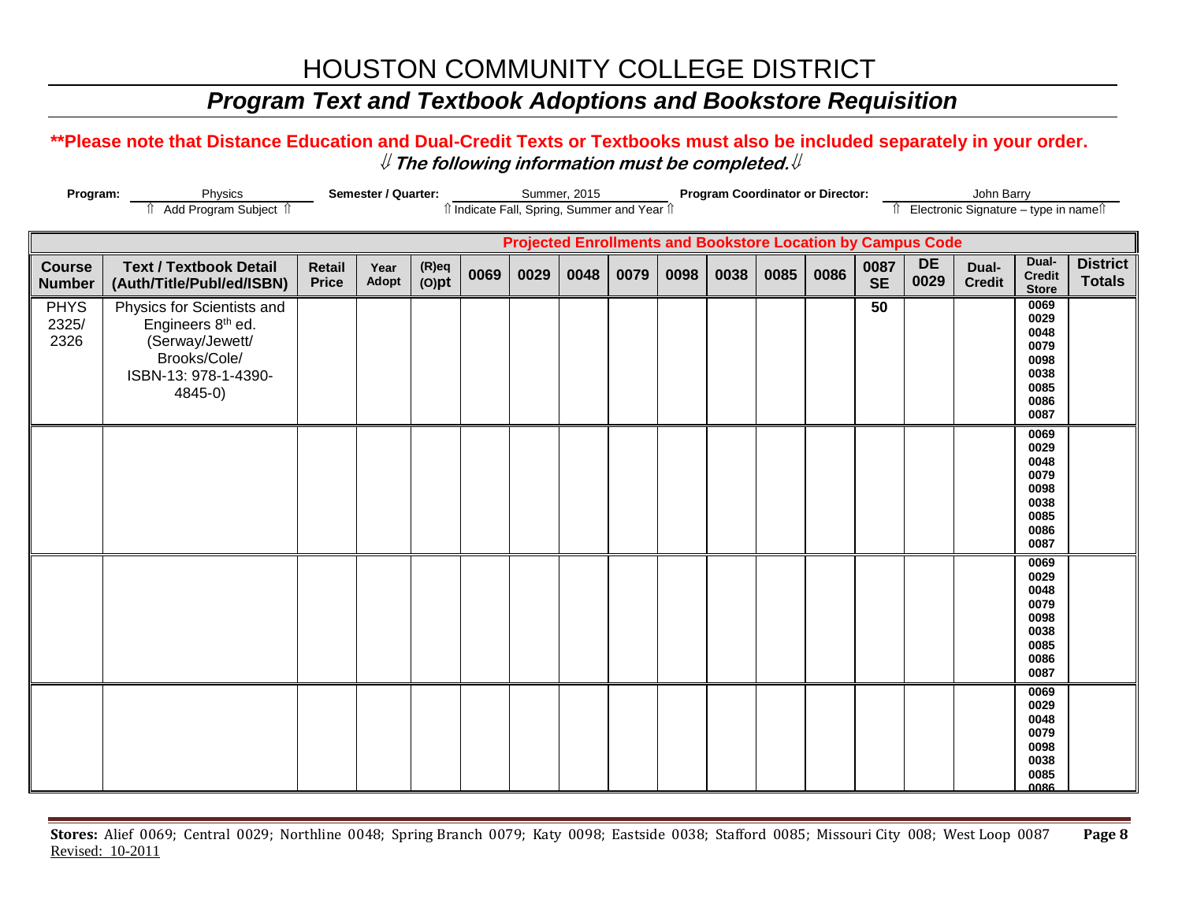# HOUSTON COMMUNITY COLLEGE DISTRICT

## *Program Text and Textbook Adoptions and Bookstore Requisition*

**\*\*Please note that Distance Education and Dual-Credit Texts or Textbooks must also be included separately in your order.**

⇓ ***The following information must be completed.*** ⇓

**Program:** Physics
⇑ Add Program Subject ⇑

**Semester / Quarter:** Summer, 2015
⇑ Indicate Fall, Spring, Summer and Year ⇑

**Program Coordinator or Director:** John Barry
⇑ Electronic Signature – type in name ⇑

| | | | | | Projected Enrollments and Bookstore Location by Campus Code | | | | | | | | | | | | |
|---|---|---|---|---|---|---|---|---|---|---|---|---|---|---|---|---|---|
| **Course Number** | **Text / Textbook Detail (Auth/Title/Publ/ed/ISBN)** | **Retail Price** | **Year Adopt** | **(R)eq (O)pt** | **0069** | **0029** | **0048** | **0079** | **0098** | **0038** | **0085** | **0086** | **0087 SE** | **DE 0029** | **Dual-Credit** | **Dual-Credit Store** | **District Totals** |
| PHYS 2325/ 2326 | Physics for Scientists and Engineers 8th ed. (Serway/Jewett/ Brooks/Cole/ ISBN-13: 978-1-4390-4845-0) | | | | | | | | | | | | **50** | | | 0069 0029 0048 0079 0098 0038 0085 0086 0087 | |
| | | | | | | | | | | | | | | | | 0069 0029 0048 0079 0098 0038 0085 0086 0087 | |
| | | | | | | | | | | | | | | | | 0069 0029 0048 0079 0098 0038 0085 0086 0087 | |
| | | | | | | | | | | | | | | | | 0069 0029 0048 0079 0098 0038 0085 0086 | |

**Stores:** Alief 0069; Central 0029; Northline 0048; Spring Branch 0079; Katy 0098; Eastside 0038; Stafford 0085; Missouri City 008; West Loop 0087

Revised: 10-2011